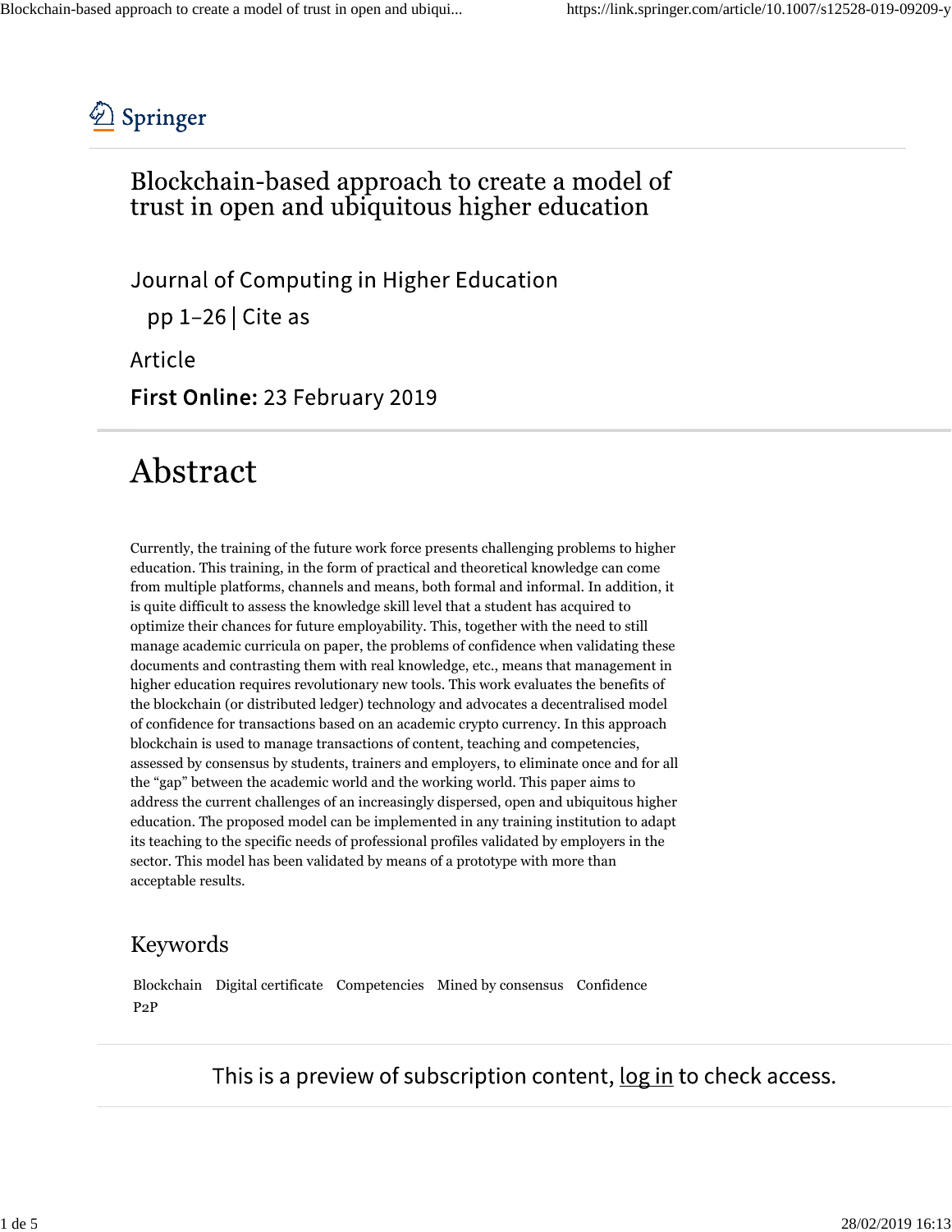Springer

# Blockchain-based approach to create a model of trust in open and ubiquitous higher education

Journal of Computing in Higher Education

pp 1–26 | Cite as

Article

**First Online:** 23 February 2019

## Abstract

Currently, the training of the future work force presents challenging problems to higher education. This training, in the form of practical and theoretical knowledge can come from multiple platforms, channels and means, both formal and informal. In addition, it is quite difficult to assess the knowledge skill level that a student has acquired to optimize their chances for future employability. This, together with the need to still manage academic curricula on paper, the problems of confidence when validating these documents and contrasting them with real knowledge, etc., means that management in higher education requires revolutionary new tools. This work evaluates the benefits of the blockchain (or distributed ledger) technology and advocates a decentralised model of confidence for transactions based on an academic crypto currency. In this approach blockchain is used to manage transactions of content, teaching and competencies, assessed by consensus by students, trainers and employers, to eliminate once and for all the "gap" between the academic world and the working world. This paper aims to address the current challenges of an increasingly dispersed, open and ubiquitous higher education. The proposed model can be implemented in any training institution to adapt its teaching to the specific needs of professional profiles validated by employers in the sector. This model has been validated by means of a prototype with more than acceptable results.

### Keywords

Blockchain Digital certificate Competencies Mined by consensus Confidence P2P

This is a preview of subscription content, log in to check access.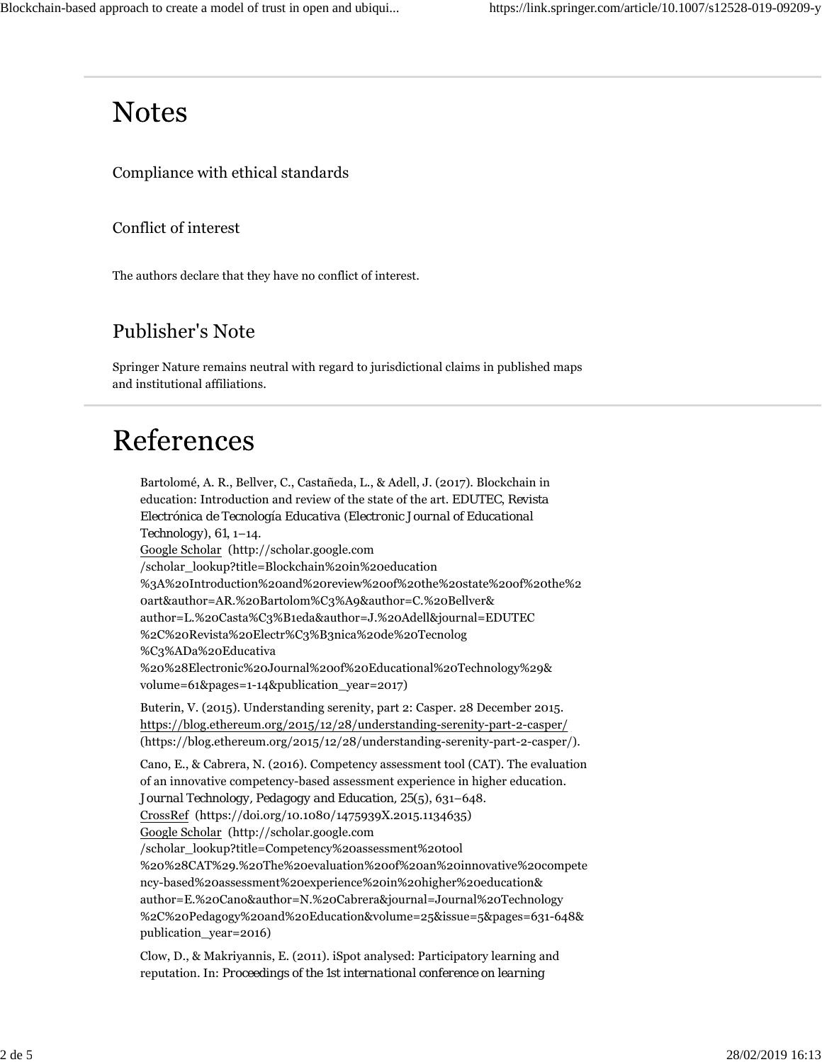## Notes

### Compliance with ethical standards

### Conflict of interest

The authors declare that they have no conflict of interest.

### Publisher's Note

Springer Nature remains neutral with regard to jurisdictional claims in published maps and institutional affiliations.

## References

Bartolomé, A. R., Bellver, C., Castañeda, L., & Adell, J. (2017). Blockchain in education: Introduction and review of the state of the art. EDUTEC, *Revista Electrónica de Tecnología Educativa (Electronic Journal of Educational Technology), 61*, 1–14.
Google Scholar (http://scholar.google.com/scholar_lookup?title=Blockchain%20in%20education%3A%20Introduction%20and%20review%20of%20the%20state%20of%20the%20art&author=AR.%20Bartolom%C3%A9&author=C.%20Bellver&author=L.%20Casta%C3%B1eda&author=J.%20Adell&journal=EDUTEC%2C%20Revista%20Electr%C3%B3nica%20de%20Tecnolog%C3%ADa%20Educativa%20%28Electronic%20Journal%20of%20Educational%20Technology%29&volume=61&pages=1-14&publication_year=2017)

Buterin, V. (2015). Understanding serenity, part 2: Casper. 28 December 2015. https://blog.ethereum.org/2015/12/28/understanding-serenity-part-2-casper/ (https://blog.ethereum.org/2015/12/28/understanding-serenity-part-2-casper/).

Cano, E., & Cabrera, N. (2016). Competency assessment tool (CAT). The evaluation of an innovative competency-based assessment experience in higher education. *Journal Technology, Pedagogy and Education, 25*(5), 631–648.
CrossRef (https://doi.org/10.1080/1475939X.2015.1134635)
Google Scholar (http://scholar.google.com/scholar_lookup?title=Competency%20assessment%20tool%20%28CAT%29.%20The%20evaluation%20of%20an%20innovative%20competency-based%20assessment%20experience%20in%20higher%20education&author=E.%20Cano&author=N.%20Cabrera&journal=Journal%20Technology%2C%20Pedagogy%20and%20Education&volume=25&issue=5&pages=631-648&publication_year=2016)

Clow, D., & Makriyannis, E. (2011). iSpot analysed: Participatory learning and reputation. In: *Proceedings of the 1st international conference on learning*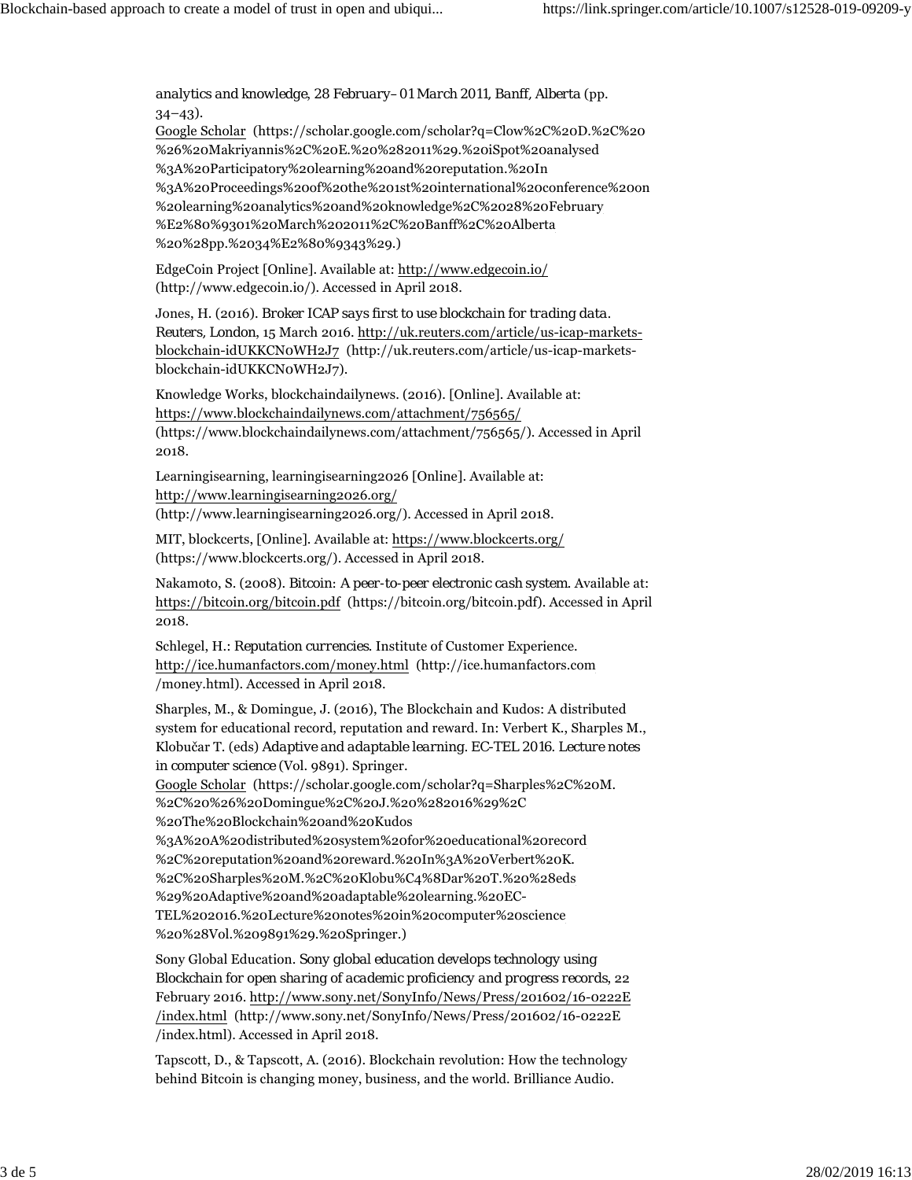*analytics and knowledge, 28 February–01 March 2011, Banff, Alberta* (pp. 34–43).
Google Scholar (https://scholar.google.com/scholar?q=Clow%2C%20D.%2C%20%26%20Makriyannis%2C%20E.%20%282011%29.%20iSpot%20analysed%3A%20Participatory%20learning%20and%20reputation.%20In%3A%20Proceedings%20of%20the%201st%20international%20conference%20on%20learning%20analytics%20and%20knowledge%2C%2028%20February%E2%80%9301%20March%202011%2C%20Banff%2C%20Alberta%20%28pp.%2034%E2%80%9343%29.)

EdgeCoin Project [Online]. Available at: http://www.edgecoin.io/ (http://www.edgecoin.io/). Accessed in April 2018.

Jones, H. (2016). *Broker ICAP says first to use blockchain for trading data*. *Reuters*, London, 15 March 2016. http://uk.reuters.com/article/us-icap-markets-blockchain-idUKKCN0WH2J7 (http://uk.reuters.com/article/us-icap-markets-blockchain-idUKKCN0WH2J7).

Knowledge Works, blockchaindailynews. (2016). [Online]. Available at: https://www.blockchaindailynews.com/attachment/756565/ (https://www.blockchaindailynews.com/attachment/756565/). Accessed in April 2018.

Learningisearning, learningisearning2026 [Online]. Available at: http://www.learningisearning2026.org/ (http://www.learningisearning2026.org/). Accessed in April 2018.

MIT, blockcerts, [Online]. Available at: https://www.blockcerts.org/ (https://www.blockcerts.org/). Accessed in April 2018.

Nakamoto, S. (2008). *Bitcoin: A peer-to-peer electronic cash system*. Available at: https://bitcoin.org/bitcoin.pdf (https://bitcoin.org/bitcoin.pdf). Accessed in April 2018.

Schlegel, H.: *Reputation currencies*. Institute of Customer Experience. http://ice.humanfactors.com/money.html (http://ice.humanfactors.com/money.html). Accessed in April 2018.

Sharples, M., & Domingue, J. (2016), The Blockchain and Kudos: A distributed system for educational record, reputation and reward. In: Verbert K., Sharples M., Klobučar T. (eds) *Adaptive and adaptable learning. EC-TEL 2016. Lecture notes in computer science* (Vol. 9891). Springer.
Google Scholar (https://scholar.google.com/scholar?q=Sharples%2C%20M.%2C%20%26%20Domingue%2C%20J.%20%282016%29%2C%20The%20Blockchain%20and%20Kudos%3A%20A%20distributed%20system%20for%20educational%20record%2C%20reputation%20and%20reward.%20In%3A%20Verbert%20K.%2C%20Sharples%20M.%2C%20Klobu%C4%8Dar%20T.%20%28eds%29%20Adaptive%20and%20adaptable%20learning.%20EC-TEL%202016.%20Lecture%20notes%20in%20computer%20science%20%28Vol.%209891%29.%20Springer.)

Sony Global Education. *Sony global education develops technology using Blockchain for open sharing of academic proficiency and progress records*, 22 February 2016. http://www.sony.net/SonyInfo/News/Press/201602/16-0222E/index.html (http://www.sony.net/SonyInfo/News/Press/201602/16-0222E/index.html). Accessed in April 2018.

Tapscott, D., & Tapscott, A. (2016). Blockchain revolution: How the technology behind Bitcoin is changing money, business, and the world. Brilliance Audio.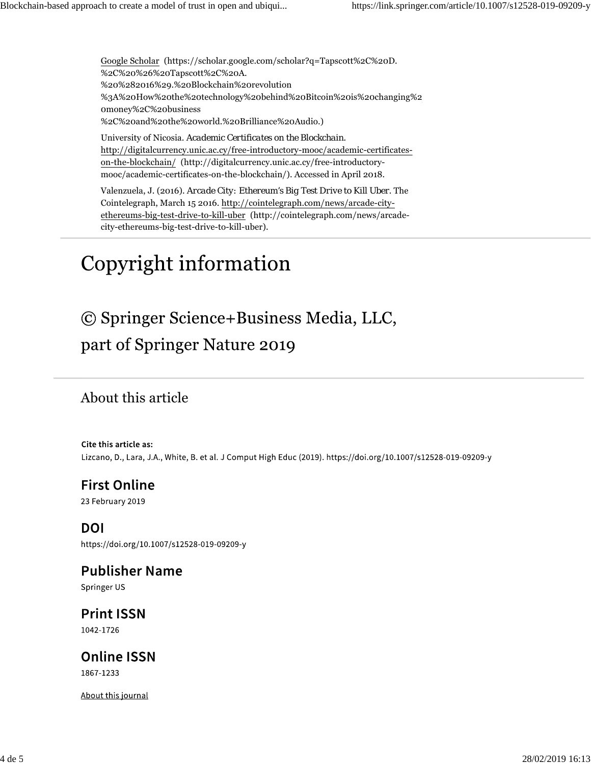Google Scholar (https://scholar.google.com/scholar?q=Tapscott%2C%20D.%2C%20%26%20Tapscott%2C%20A.%20%282016%29.%20Blockchain%20revolution%3A%20How%20the%20technology%20behind%20Bitcoin%20is%20changing%20money%2C%20business%2C%20and%20the%20world.%20Brilliance%20Audio.)

University of Nicosia. *Academic Certificates on the Blockchain*. http://digitalcurrency.unic.ac.cy/free-introductory-mooc/academic-certificates-on-the-blockchain/ (http://digitalcurrency.unic.ac.cy/free-introductory-mooc/academic-certificates-on-the-blockchain/). Accessed in April 2018.

Valenzuela, J. (2016). *Arcade City: Ethereum's Big Test Drive to Kill Uber*. The Cointelegraph, March 15 2016. http://cointelegraph.com/news/arcade-city-ethereums-big-test-drive-to-kill-uber (http://cointelegraph.com/news/arcade-city-ethereums-big-test-drive-to-kill-uber).

# Copyright information

© Springer Science+Business Media, LLC, part of Springer Nature 2019

## About this article

**Cite this article as:**
Lizcano, D., Lara, J.A., White, B. et al. J Comput High Educ (2019). https://doi.org/10.1007/s12528-019-09209-y

### First Online
23 February 2019

### DOI
https://doi.org/10.1007/s12528-019-09209-y

### Publisher Name
Springer US

### Print ISSN
1042-1726

### Online ISSN
1867-1233

About this journal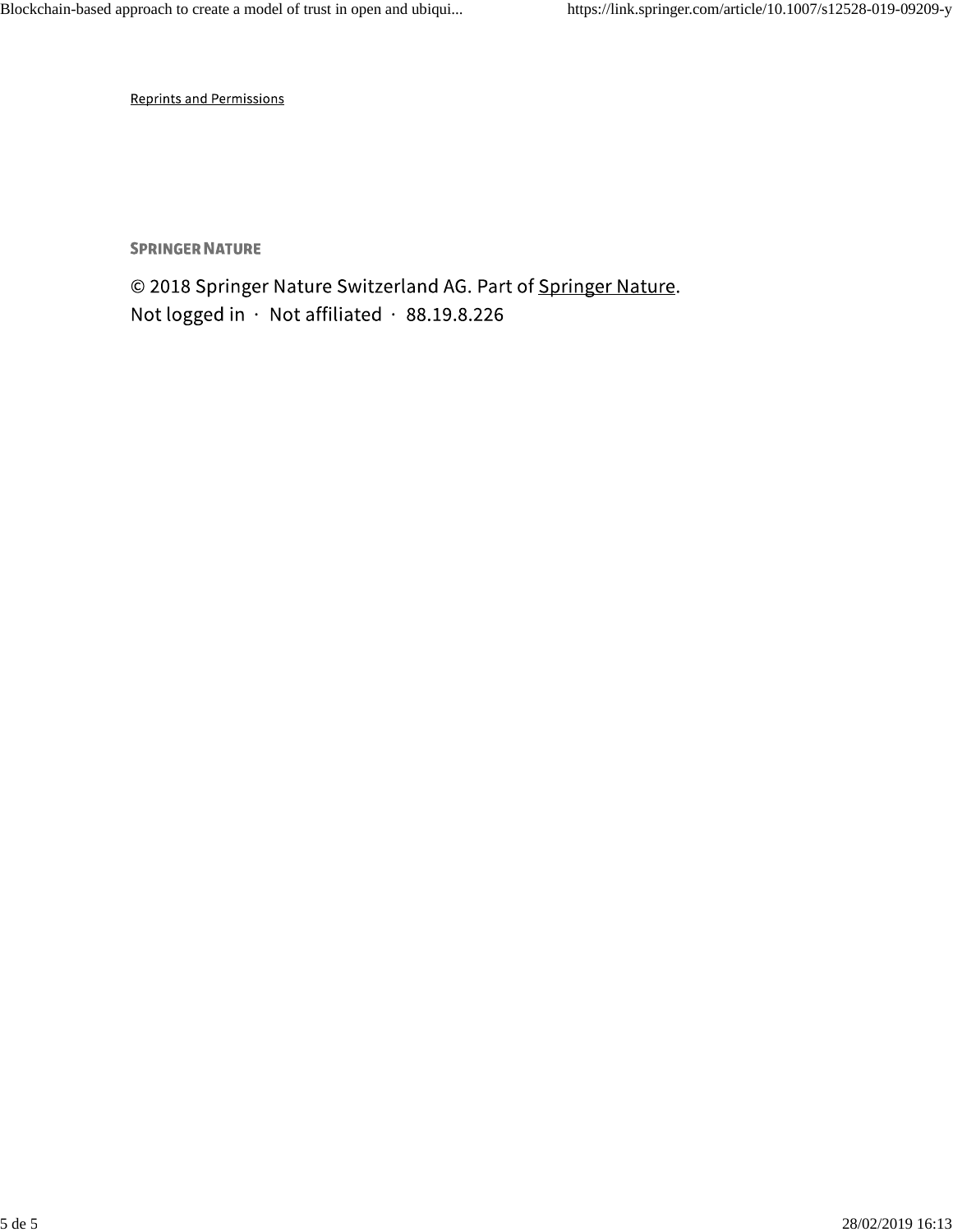Reprints and Permissions

SPRINGER NATURE

© 2018 Springer Nature Switzerland AG. Part of Springer Nature.
Not logged in · Not affiliated · 88.19.8.226